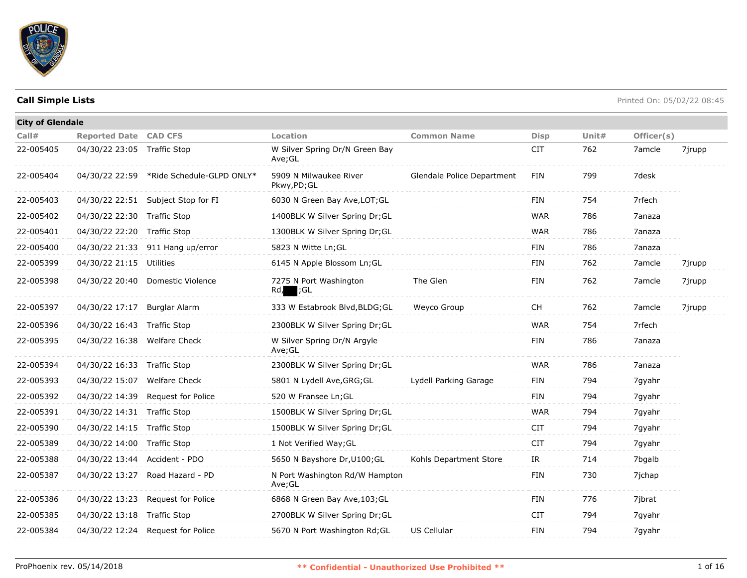## Call Simple Lists

Printed On: 05/02/22 08:45

**City of Glendale**

| Call# | Reported Date | CAD CFS | Location | Common Name | Disp | Unit# | Officer(s) | |
|---|---|---|---|---|---|---|---|---|
| 22-005405 | 04/30/22 23:05 | Traffic Stop | W Silver Spring Dr/N Green Bay Ave;GL | | CIT | 762 | 7amcle | 7jrupp |
| 22-005404 | 04/30/22 22:59 | *Ride Schedule-GLPD ONLY* | 5909 N Milwaukee River Pkwy,PD;GL | Glendale Police Department | FIN | 799 | 7desk | |
| 22-005403 | 04/30/22 22:51 | Subject Stop for FI | 6030 N Green Bay Ave,LOT;GL | | FIN | 754 | 7rfech | |
| 22-005402 | 04/30/22 22:30 | Traffic Stop | 1400BLK W Silver Spring Dr;GL | | WAR | 786 | 7anaza | |
| 22-005401 | 04/30/22 22:20 | Traffic Stop | 1300BLK W Silver Spring Dr;GL | | WAR | 786 | 7anaza | |
| 22-005400 | 04/30/22 21:33 | 911 Hang up/error | 5823 N Witte Ln;GL | | FIN | 786 | 7anaza | |
| 22-005399 | 04/30/22 21:15 | Utilities | 6145 N Apple Blossom Ln;GL | | FIN | 762 | 7amcle | 7jrupp |
| 22-005398 | 04/30/22 20:40 | Domestic Violence | 7275 N Port Washington Rd,███;GL | The Glen | FIN | 762 | 7amcle | 7jrupp |
| 22-005397 | 04/30/22 17:17 | Burglar Alarm | 333 W Estabrook Blvd,BLDG;GL | Weyco Group | CH | 762 | 7amcle | 7jrupp |
| 22-005396 | 04/30/22 16:43 | Traffic Stop | 2300BLK W Silver Spring Dr;GL | | WAR | 754 | 7rfech | |
| 22-005395 | 04/30/22 16:38 | Welfare Check | W Silver Spring Dr/N Argyle Ave;GL | | FIN | 786 | 7anaza | |
| 22-005394 | 04/30/22 16:33 | Traffic Stop | 2300BLK W Silver Spring Dr;GL | | WAR | 786 | 7anaza | |
| 22-005393 | 04/30/22 15:07 | Welfare Check | 5801 N Lydell Ave,GRG;GL | Lydell Parking Garage | FIN | 794 | 7gyahr | |
| 22-005392 | 04/30/22 14:39 | Request for Police | 520 W Fransee Ln;GL | | FIN | 794 | 7gyahr | |
| 22-005391 | 04/30/22 14:31 | Traffic Stop | 1500BLK W Silver Spring Dr;GL | | WAR | 794 | 7gyahr | |
| 22-005390 | 04/30/22 14:15 | Traffic Stop | 1500BLK W Silver Spring Dr;GL | | CIT | 794 | 7gyahr | |
| 22-005389 | 04/30/22 14:00 | Traffic Stop | 1 Not Verified Way;GL | | CIT | 794 | 7gyahr | |
| 22-005388 | 04/30/22 13:44 | Accident - PDO | 5650 N Bayshore Dr,U100;GL | Kohls Department Store | IR | 714 | 7bgalb | |
| 22-005387 | 04/30/22 13:27 | Road Hazard - PD | N Port Washington Rd/W Hampton Ave;GL | | FIN | 730 | 7jchap | |
| 22-005386 | 04/30/22 13:23 | Request for Police | 6868 N Green Bay Ave,103;GL | | FIN | 776 | 7jbrat | |
| 22-005385 | 04/30/22 13:18 | Traffic Stop | 2700BLK W Silver Spring Dr;GL | | CIT | 794 | 7gyahr | |
| 22-005384 | 04/30/22 12:24 | Request for Police | 5670 N Port Washington Rd;GL | US Cellular | FIN | 794 | 7gyahr | |

ProPhoenix rev. 05/14/2018

** Confidential - Unauthorized Use Prohibited **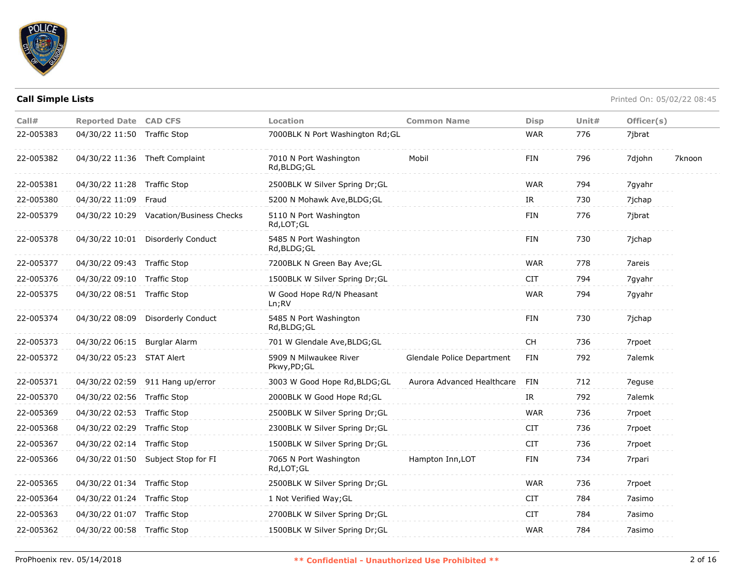**Call Simple Lists**

Printed On: 05/02/22 08:45

| Call# | Reported Date | CAD CFS | Location | Common Name | Disp | Unit# | Officer(s) | |
|---|---|---|---|---|---|---|---|---|
| 22-005383 | 04/30/22 11:50 | Traffic Stop | 7000BLK N Port Washington Rd;GL | | WAR | 776 | 7jbrat | |
| 22-005382 | 04/30/22 11:36 | Theft Complaint | 7010 N Port Washington Rd,BLDG;GL | Mobil | FIN | 796 | 7djohn | 7knoon |
| 22-005381 | 04/30/22 11:28 | Traffic Stop | 2500BLK W Silver Spring Dr;GL | | WAR | 794 | 7gyahr | |
| 22-005380 | 04/30/22 11:09 | Fraud | 5200 N Mohawk Ave,BLDG;GL | | IR | 730 | 7jchap | |
| 22-005379 | 04/30/22 10:29 | Vacation/Business Checks | 5110 N Port Washington Rd,LOT;GL | | FIN | 776 | 7jbrat | |
| 22-005378 | 04/30/22 10:01 | Disorderly Conduct | 5485 N Port Washington Rd,BLDG;GL | | FIN | 730 | 7jchap | |
| 22-005377 | 04/30/22 09:43 | Traffic Stop | 7200BLK N Green Bay Ave;GL | | WAR | 778 | 7areis | |
| 22-005376 | 04/30/22 09:10 | Traffic Stop | 1500BLK W Silver Spring Dr;GL | | CIT | 794 | 7gyahr | |
| 22-005375 | 04/30/22 08:51 | Traffic Stop | W Good Hope Rd/N Pheasant Ln;RV | | WAR | 794 | 7gyahr | |
| 22-005374 | 04/30/22 08:09 | Disorderly Conduct | 5485 N Port Washington Rd,BLDG;GL | | FIN | 730 | 7jchap | |
| 22-005373 | 04/30/22 06:15 | Burglar Alarm | 701 W Glendale Ave,BLDG;GL | | CH | 736 | 7rpoet | |
| 22-005372 | 04/30/22 05:23 | STAT Alert | 5909 N Milwaukee River Pkwy,PD;GL | Glendale Police Department | FIN | 792 | 7alemk | |
| 22-005371 | 04/30/22 02:59 | 911 Hang up/error | 3003 W Good Hope Rd,BLDG;GL | Aurora Advanced Healthcare | FIN | 712 | 7eguse | |
| 22-005370 | 04/30/22 02:56 | Traffic Stop | 2000BLK W Good Hope Rd;GL | | IR | 792 | 7alemk | |
| 22-005369 | 04/30/22 02:53 | Traffic Stop | 2500BLK W Silver Spring Dr;GL | | WAR | 736 | 7rpoet | |
| 22-005368 | 04/30/22 02:29 | Traffic Stop | 2300BLK W Silver Spring Dr;GL | | CIT | 736 | 7rpoet | |
| 22-005367 | 04/30/22 02:14 | Traffic Stop | 1500BLK W Silver Spring Dr;GL | | CIT | 736 | 7rpoet | |
| 22-005366 | 04/30/22 01:50 | Subject Stop for FI | 7065 N Port Washington Rd,LOT;GL | Hampton Inn,LOT | FIN | 734 | 7rpari | |
| 22-005365 | 04/30/22 01:34 | Traffic Stop | 2500BLK W Silver Spring Dr;GL | | WAR | 736 | 7rpoet | |
| 22-005364 | 04/30/22 01:24 | Traffic Stop | 1 Not Verified Way;GL | | CIT | 784 | 7asimo | |
| 22-005363 | 04/30/22 01:07 | Traffic Stop | 2700BLK W Silver Spring Dr;GL | | CIT | 784 | 7asimo | |
| 22-005362 | 04/30/22 00:58 | Traffic Stop | 1500BLK W Silver Spring Dr;GL | | WAR | 784 | 7asimo | |

ProPhoenix rev. 05/14/2018

** Confidential - Unauthorized Use Prohibited **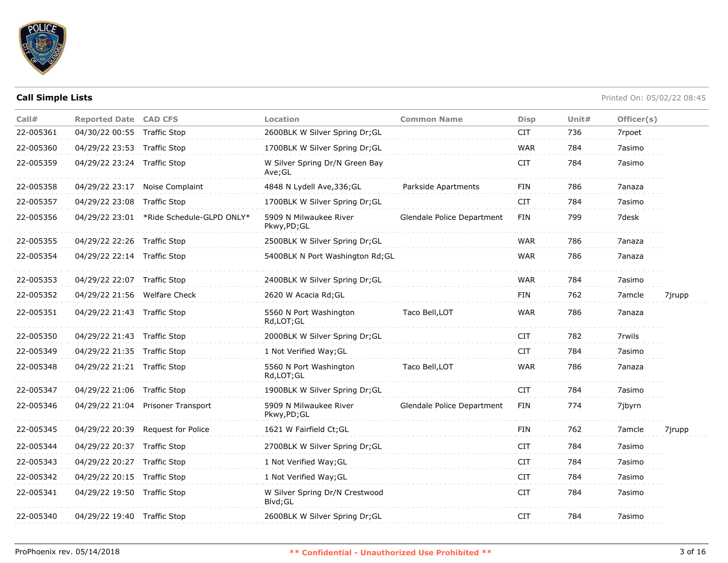## Call Simple Lists

Printed On: 05/02/22 08:45

| Call# | Reported Date | CAD CFS | Location | Common Name | Disp | Unit# | Officer(s) | |
|---|---|---|---|---|---|---|---|---|
| 22-005361 | 04/30/22 00:55 | Traffic Stop | 2600BLK W Silver Spring Dr;GL | | CIT | 736 | 7rpoet | |
| 22-005360 | 04/29/22 23:53 | Traffic Stop | 1700BLK W Silver Spring Dr;GL | | WAR | 784 | 7asimo | |
| 22-005359 | 04/29/22 23:24 | Traffic Stop | W Silver Spring Dr/N Green Bay Ave;GL | | CIT | 784 | 7asimo | |
| 22-005358 | 04/29/22 23:17 | Noise Complaint | 4848 N Lydell Ave,336;GL | Parkside Apartments | FIN | 786 | 7anaza | |
| 22-005357 | 04/29/22 23:08 | Traffic Stop | 1700BLK W Silver Spring Dr;GL | | CIT | 784 | 7asimo | |
| 22-005356 | 04/29/22 23:01 | *Ride Schedule-GLPD ONLY* | 5909 N Milwaukee River Pkwy,PD;GL | Glendale Police Department | FIN | 799 | 7desk | |
| 22-005355 | 04/29/22 22:26 | Traffic Stop | 2500BLK W Silver Spring Dr;GL | | WAR | 786 | 7anaza | |
| 22-005354 | 04/29/22 22:14 | Traffic Stop | 5400BLK N Port Washington Rd;GL | | WAR | 786 | 7anaza | |
| 22-005353 | 04/29/22 22:07 | Traffic Stop | 2400BLK W Silver Spring Dr;GL | | WAR | 784 | 7asimo | |
| 22-005352 | 04/29/22 21:56 | Welfare Check | 2620 W Acacia Rd;GL | | FIN | 762 | 7amcle | 7jrupp |
| 22-005351 | 04/29/22 21:43 | Traffic Stop | 5560 N Port Washington Rd,LOT;GL | Taco Bell,LOT | WAR | 786 | 7anaza | |
| 22-005350 | 04/29/22 21:43 | Traffic Stop | 2000BLK W Silver Spring Dr;GL | | CIT | 782 | 7rwils | |
| 22-005349 | 04/29/22 21:35 | Traffic Stop | 1 Not Verified Way;GL | | CIT | 784 | 7asimo | |
| 22-005348 | 04/29/22 21:21 | Traffic Stop | 5560 N Port Washington Rd,LOT;GL | Taco Bell,LOT | WAR | 786 | 7anaza | |
| 22-005347 | 04/29/22 21:06 | Traffic Stop | 1900BLK W Silver Spring Dr;GL | | CIT | 784 | 7asimo | |
| 22-005346 | 04/29/22 21:04 | Prisoner Transport | 5909 N Milwaukee River Pkwy,PD;GL | Glendale Police Department | FIN | 774 | 7jbyrn | |
| 22-005345 | 04/29/22 20:39 | Request for Police | 1621 W Fairfield Ct;GL | | FIN | 762 | 7amcle | 7jrupp |
| 22-005344 | 04/29/22 20:37 | Traffic Stop | 2700BLK W Silver Spring Dr;GL | | CIT | 784 | 7asimo | |
| 22-005343 | 04/29/22 20:27 | Traffic Stop | 1 Not Verified Way;GL | | CIT | 784 | 7asimo | |
| 22-005342 | 04/29/22 20:15 | Traffic Stop | 1 Not Verified Way;GL | | CIT | 784 | 7asimo | |
| 22-005341 | 04/29/22 19:50 | Traffic Stop | W Silver Spring Dr/N Crestwood Blvd;GL | | CIT | 784 | 7asimo | |
| 22-005340 | 04/29/22 19:40 | Traffic Stop | 2600BLK W Silver Spring Dr;GL | | CIT | 784 | 7asimo | |

ProPhoenix rev. 05/14/2018

** Confidential - Unauthorized Use Prohibited **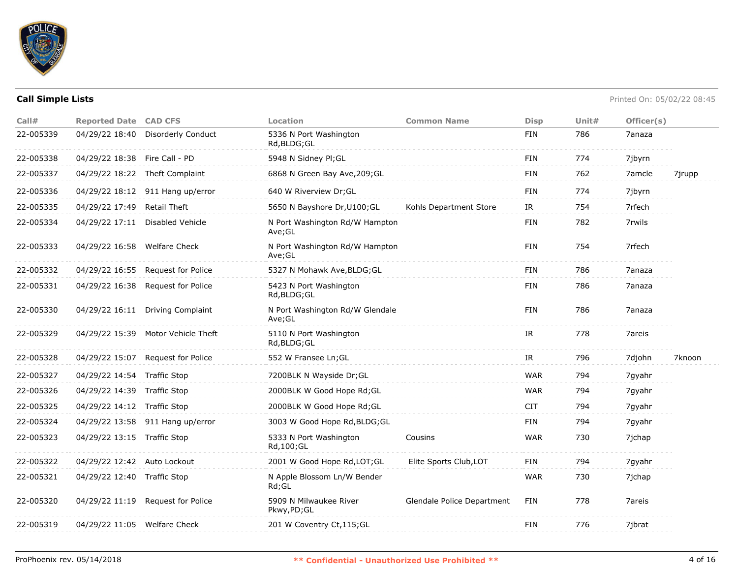**Call Simple Lists**

Printed On: 05/02/22 08:45

| Call# | Reported Date | CAD CFS | Location | Common Name | Disp | Unit# | Officer(s) | |
|---|---|---|---|---|---|---|---|---|
| 22-005339 | 04/29/22 18:40 | Disorderly Conduct | 5336 N Port Washington Rd,BLDG;GL | | FIN | 786 | 7anaza | |
| 22-005338 | 04/29/22 18:38 | Fire Call - PD | 5948 N Sidney Pl;GL | | FIN | 774 | 7jbyrn | |
| 22-005337 | 04/29/22 18:22 | Theft Complaint | 6868 N Green Bay Ave,209;GL | | FIN | 762 | 7amcle | 7jrupp |
| 22-005336 | 04/29/22 18:12 | 911 Hang up/error | 640 W Riverview Dr;GL | | FIN | 774 | 7jbyrn | |
| 22-005335 | 04/29/22 17:49 | Retail Theft | 5650 N Bayshore Dr,U100;GL | Kohls Department Store | IR | 754 | 7rfech | |
| 22-005334 | 04/29/22 17:11 | Disabled Vehicle | N Port Washington Rd/W Hampton Ave;GL | | FIN | 782 | 7rwils | |
| 22-005333 | 04/29/22 16:58 | Welfare Check | N Port Washington Rd/W Hampton Ave;GL | | FIN | 754 | 7rfech | |
| 22-005332 | 04/29/22 16:55 | Request for Police | 5327 N Mohawk Ave,BLDG;GL | | FIN | 786 | 7anaza | |
| 22-005331 | 04/29/22 16:38 | Request for Police | 5423 N Port Washington Rd,BLDG;GL | | FIN | 786 | 7anaza | |
| 22-005330 | 04/29/22 16:11 | Driving Complaint | N Port Washington Rd/W Glendale Ave;GL | | FIN | 786 | 7anaza | |
| 22-005329 | 04/29/22 15:39 | Motor Vehicle Theft | 5110 N Port Washington Rd,BLDG;GL | | IR | 778 | 7areis | |
| 22-005328 | 04/29/22 15:07 | Request for Police | 552 W Fransee Ln;GL | | IR | 796 | 7djohn | 7knoon |
| 22-005327 | 04/29/22 14:54 | Traffic Stop | 7200BLK N Wayside Dr;GL | | WAR | 794 | 7gyahr | |
| 22-005326 | 04/29/22 14:39 | Traffic Stop | 2000BLK W Good Hope Rd;GL | | WAR | 794 | 7gyahr | |
| 22-005325 | 04/29/22 14:12 | Traffic Stop | 2000BLK W Good Hope Rd;GL | | CIT | 794 | 7gyahr | |
| 22-005324 | 04/29/22 13:58 | 911 Hang up/error | 3003 W Good Hope Rd,BLDG;GL | | FIN | 794 | 7gyahr | |
| 22-005323 | 04/29/22 13:15 | Traffic Stop | 5333 N Port Washington Rd,100;GL | Cousins | WAR | 730 | 7jchap | |
| 22-005322 | 04/29/22 12:42 | Auto Lockout | 2001 W Good Hope Rd,LOT;GL | Elite Sports Club,LOT | FIN | 794 | 7gyahr | |
| 22-005321 | 04/29/22 12:40 | Traffic Stop | N Apple Blossom Ln/W Bender Rd;GL | | WAR | 730 | 7jchap | |
| 22-005320 | 04/29/22 11:19 | Request for Police | 5909 N Milwaukee River Pkwy,PD;GL | Glendale Police Department | FIN | 778 | 7areis | |
| 22-005319 | 04/29/22 11:05 | Welfare Check | 201 W Coventry Ct,115;GL | | FIN | 776 | 7jbrat | |

ProPhoenix rev. 05/14/2018

** Confidential - Unauthorized Use Prohibited **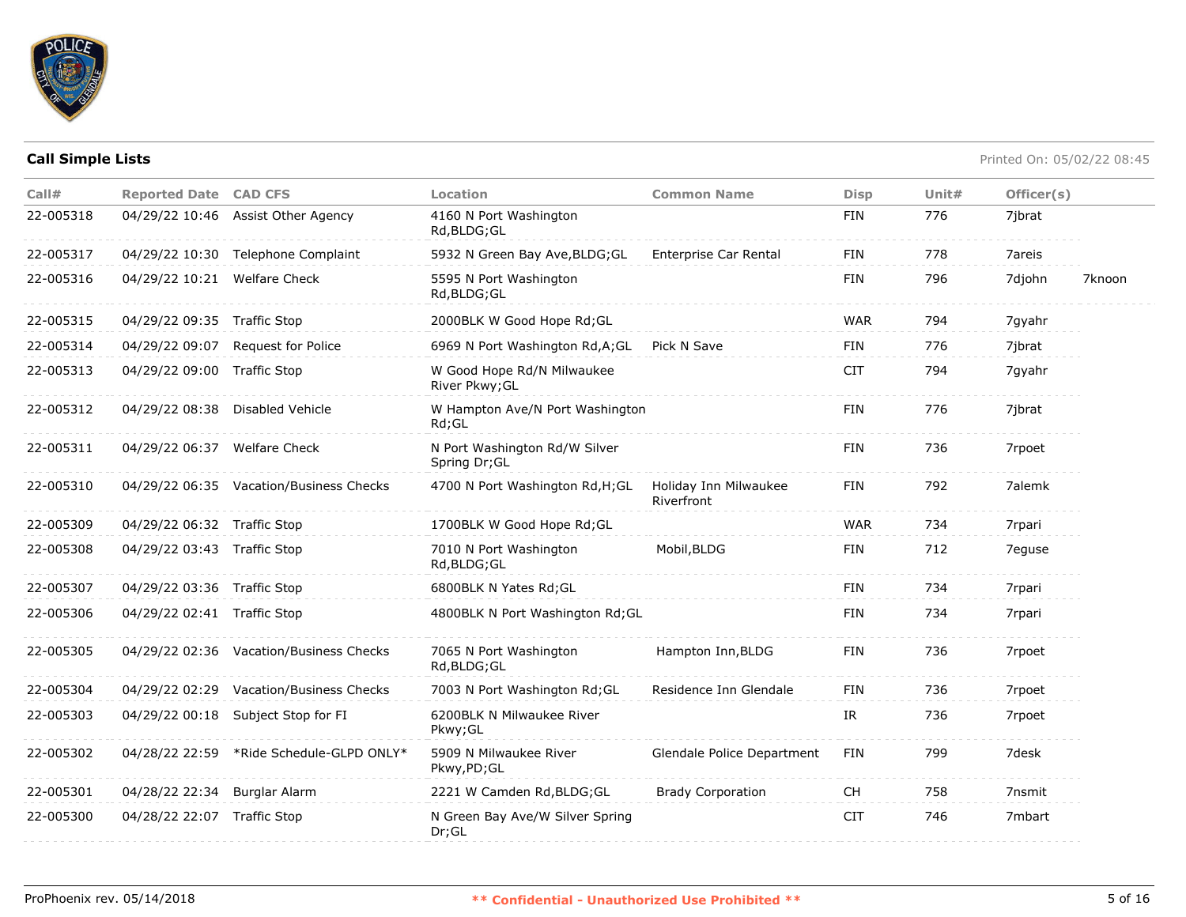**Call Simple Lists**

Printed On: 05/02/22 08:45

| Call# | Reported Date | CAD CFS | Location | Common Name | Disp | Unit# | Officer(s) | |
|---|---|---|---|---|---|---|---|---|
| 22-005318 | 04/29/22 10:46 | Assist Other Agency | 4160 N Port Washington Rd,BLDG;GL | | FIN | 776 | 7jbrat | |
| 22-005317 | 04/29/22 10:30 | Telephone Complaint | 5932 N Green Bay Ave,BLDG;GL | Enterprise Car Rental | FIN | 778 | 7areis | |
| 22-005316 | 04/29/22 10:21 | Welfare Check | 5595 N Port Washington Rd,BLDG;GL | | FIN | 796 | 7djohn | 7knoon |
| 22-005315 | 04/29/22 09:35 | Traffic Stop | 2000BLK W Good Hope Rd;GL | | WAR | 794 | 7gyahr | |
| 22-005314 | 04/29/22 09:07 | Request for Police | 6969 N Port Washington Rd,A;GL | Pick N Save | FIN | 776 | 7jbrat | |
| 22-005313 | 04/29/22 09:00 | Traffic Stop | W Good Hope Rd/N Milwaukee River Pkwy;GL | | CIT | 794 | 7gyahr | |
| 22-005312 | 04/29/22 08:38 | Disabled Vehicle | W Hampton Ave/N Port Washington Rd;GL | | FIN | 776 | 7jbrat | |
| 22-005311 | 04/29/22 06:37 | Welfare Check | N Port Washington Rd/W Silver Spring Dr;GL | | FIN | 736 | 7rpoet | |
| 22-005310 | 04/29/22 06:35 | Vacation/Business Checks | 4700 N Port Washington Rd,H;GL | Holiday Inn Milwaukee Riverfront | FIN | 792 | 7alemk | |
| 22-005309 | 04/29/22 06:32 | Traffic Stop | 1700BLK W Good Hope Rd;GL | | WAR | 734 | 7rpari | |
| 22-005308 | 04/29/22 03:43 | Traffic Stop | 7010 N Port Washington Rd,BLDG;GL | Mobil,BLDG | FIN | 712 | 7eguse | |
| 22-005307 | 04/29/22 03:36 | Traffic Stop | 6800BLK N Yates Rd;GL | | FIN | 734 | 7rpari | |
| 22-005306 | 04/29/22 02:41 | Traffic Stop | 4800BLK N Port Washington Rd;GL | | FIN | 734 | 7rpari | |
| 22-005305 | 04/29/22 02:36 | Vacation/Business Checks | 7065 N Port Washington Rd,BLDG;GL | Hampton Inn,BLDG | FIN | 736 | 7rpoet | |
| 22-005304 | 04/29/22 02:29 | Vacation/Business Checks | 7003 N Port Washington Rd;GL | Residence Inn Glendale | FIN | 736 | 7rpoet | |
| 22-005303 | 04/29/22 00:18 | Subject Stop for FI | 6200BLK N Milwaukee River Pkwy;GL | | IR | 736 | 7rpoet | |
| 22-005302 | 04/28/22 22:59 | *Ride Schedule-GLPD ONLY* | 5909 N Milwaukee River Pkwy,PD;GL | Glendale Police Department | FIN | 799 | 7desk | |
| 22-005301 | 04/28/22 22:34 | Burglar Alarm | 2221 W Camden Rd,BLDG;GL | Brady Corporation | CH | 758 | 7nsmit | |
| 22-005300 | 04/28/22 22:07 | Traffic Stop | N Green Bay Ave/W Silver Spring Dr;GL | | CIT | 746 | 7mbart | |

ProPhoenix rev. 05/14/2018

** Confidential - Unauthorized Use Prohibited **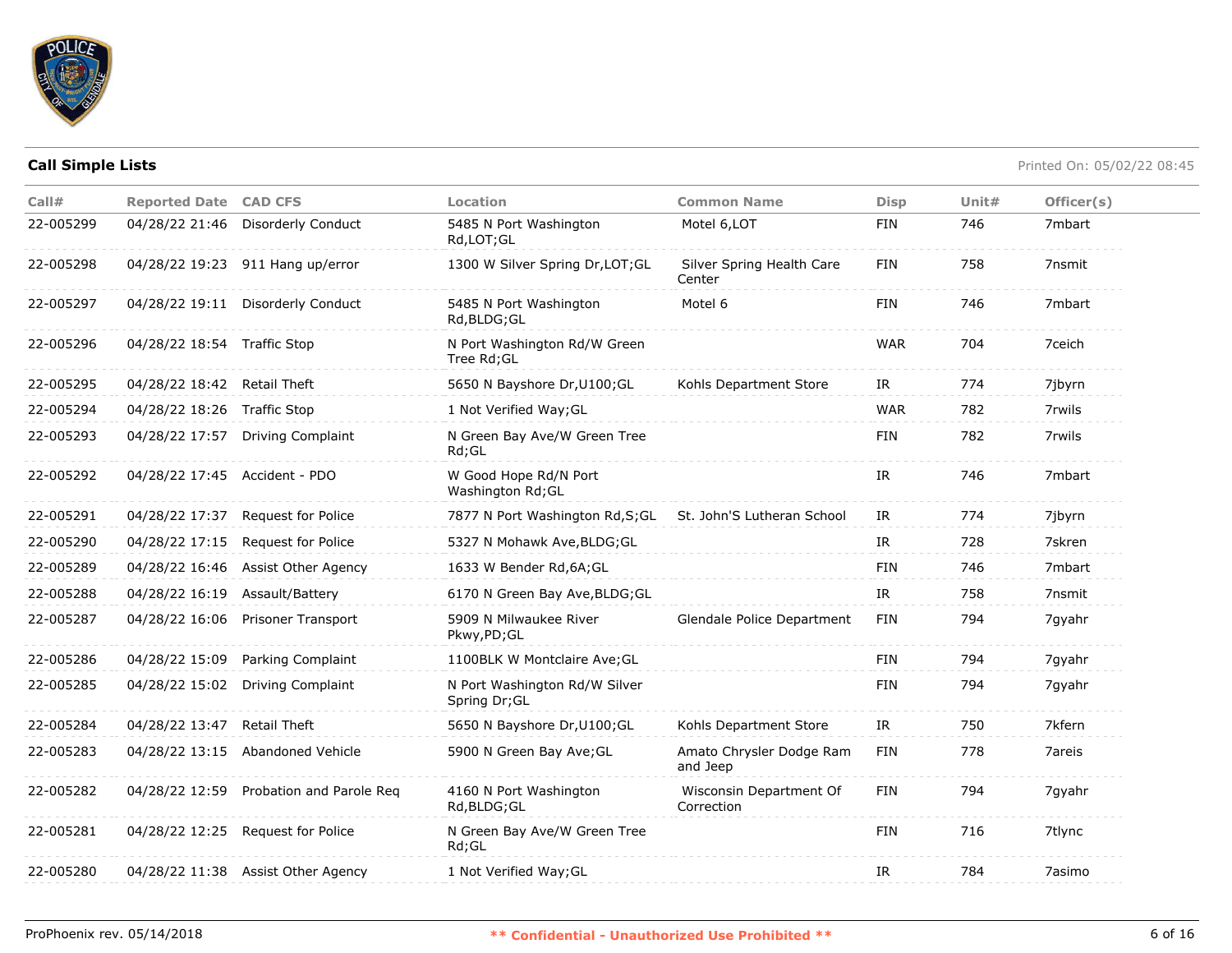**Call Simple Lists**

Printed On: 05/02/22 08:45

| Call# | Reported Date | CAD CFS | Location | Common Name | Disp | Unit# | Officer(s) |
|---|---|---|---|---|---|---|---|
| 22-005299 | 04/28/22 21:46 | Disorderly Conduct | 5485 N Port Washington Rd,LOT;GL | Motel 6,LOT | FIN | 746 | 7mbart |
| 22-005298 | 04/28/22 19:23 | 911 Hang up/error | 1300 W Silver Spring Dr,LOT;GL | Silver Spring Health Care Center | FIN | 758 | 7nsmit |
| 22-005297 | 04/28/22 19:11 | Disorderly Conduct | 5485 N Port Washington Rd,BLDG;GL | Motel 6 | FIN | 746 | 7mbart |
| 22-005296 | 04/28/22 18:54 | Traffic Stop | N Port Washington Rd/W Green Tree Rd;GL | | WAR | 704 | 7ceich |
| 22-005295 | 04/28/22 18:42 | Retail Theft | 5650 N Bayshore Dr,U100;GL | Kohls Department Store | IR | 774 | 7jbyrn |
| 22-005294 | 04/28/22 18:26 | Traffic Stop | 1 Not Verified Way;GL | | WAR | 782 | 7rwils |
| 22-005293 | 04/28/22 17:57 | Driving Complaint | N Green Bay Ave/W Green Tree Rd;GL | | FIN | 782 | 7rwils |
| 22-005292 | 04/28/22 17:45 | Accident - PDO | W Good Hope Rd/N Port Washington Rd;GL | | IR | 746 | 7mbart |
| 22-005291 | 04/28/22 17:37 | Request for Police | 7877 N Port Washington Rd,S;GL | St. John'S Lutheran School | IR | 774 | 7jbyrn |
| 22-005290 | 04/28/22 17:15 | Request for Police | 5327 N Mohawk Ave,BLDG;GL | | IR | 728 | 7skren |
| 22-005289 | 04/28/22 16:46 | Assist Other Agency | 1633 W Bender Rd,6A;GL | | FIN | 746 | 7mbart |
| 22-005288 | 04/28/22 16:19 | Assault/Battery | 6170 N Green Bay Ave,BLDG;GL | | IR | 758 | 7nsmit |
| 22-005287 | 04/28/22 16:06 | Prisoner Transport | 5909 N Milwaukee River Pkwy,PD;GL | Glendale Police Department | FIN | 794 | 7gyahr |
| 22-005286 | 04/28/22 15:09 | Parking Complaint | 1100BLK W Montclaire Ave;GL | | FIN | 794 | 7gyahr |
| 22-005285 | 04/28/22 15:02 | Driving Complaint | N Port Washington Rd/W Silver Spring Dr;GL | | FIN | 794 | 7gyahr |
| 22-005284 | 04/28/22 13:47 | Retail Theft | 5650 N Bayshore Dr,U100;GL | Kohls Department Store | IR | 750 | 7kfern |
| 22-005283 | 04/28/22 13:15 | Abandoned Vehicle | 5900 N Green Bay Ave;GL | Amato Chrysler Dodge Ram and Jeep | FIN | 778 | 7areis |
| 22-005282 | 04/28/22 12:59 | Probation and Parole Req | 4160 N Port Washington Rd,BLDG;GL | Wisconsin Department Of Correction | FIN | 794 | 7gyahr |
| 22-005281 | 04/28/22 12:25 | Request for Police | N Green Bay Ave/W Green Tree Rd;GL | | FIN | 716 | 7tlync |
| 22-005280 | 04/28/22 11:38 | Assist Other Agency | 1 Not Verified Way;GL | | IR | 784 | 7asimo |

ProPhoenix rev. 05/14/2018

** Confidential - Unauthorized Use Prohibited **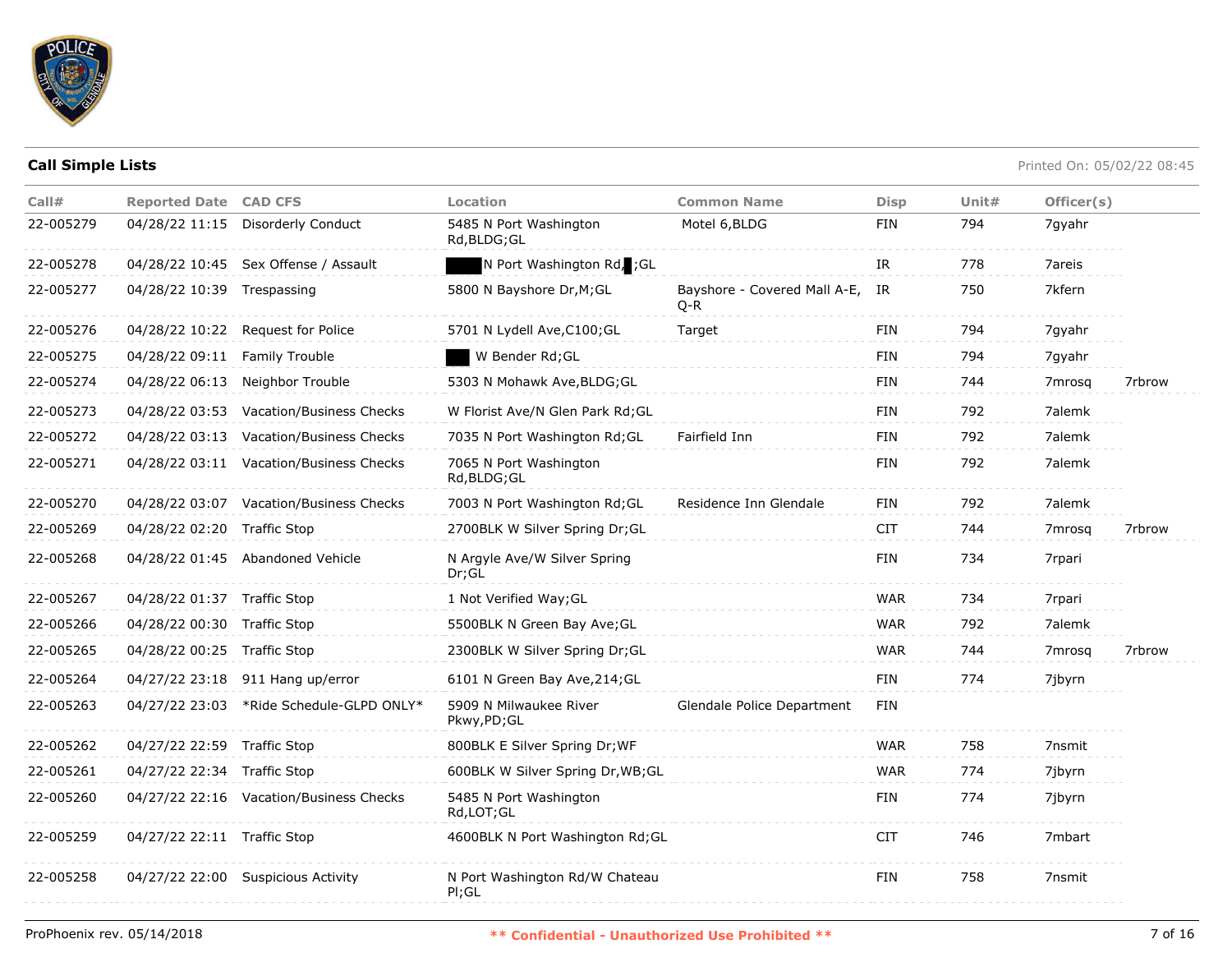## Call Simple Lists

Printed On: 05/02/22 08:45

| Call# | Reported Date | CAD CFS | Location | Common Name | Disp | Unit# | Officer(s) | |
|---|---|---|---|---|---|---|---|---|
| 22-005279 | 04/28/22 11:15 | Disorderly Conduct | 5485 N Port Washington Rd,BLDG;GL | Motel 6,BLDG | FIN | 794 | 7gyahr | |
| 22-005278 | 04/28/22 10:45 | Sex Offense / Assault | N Port Washington Rd, ;GL | | IR | 778 | 7areis | |
| 22-005277 | 04/28/22 10:39 | Trespassing | 5800 N Bayshore Dr,M;GL | Bayshore - Covered Mall A-E, Q-R | IR | 750 | 7kfern | |
| 22-005276 | 04/28/22 10:22 | Request for Police | 5701 N Lydell Ave,C100;GL | Target | FIN | 794 | 7gyahr | |
| 22-005275 | 04/28/22 09:11 | Family Trouble | W Bender Rd;GL | | FIN | 794 | 7gyahr | |
| 22-005274 | 04/28/22 06:13 | Neighbor Trouble | 5303 N Mohawk Ave,BLDG;GL | | FIN | 744 | 7mrosq | 7rbrow |
| 22-005273 | 04/28/22 03:53 | Vacation/Business Checks | W Florist Ave/N Glen Park Rd;GL | | FIN | 792 | 7alemk | |
| 22-005272 | 04/28/22 03:13 | Vacation/Business Checks | 7035 N Port Washington Rd;GL | Fairfield Inn | FIN | 792 | 7alemk | |
| 22-005271 | 04/28/22 03:11 | Vacation/Business Checks | 7065 N Port Washington Rd,BLDG;GL | | FIN | 792 | 7alemk | |
| 22-005270 | 04/28/22 03:07 | Vacation/Business Checks | 7003 N Port Washington Rd;GL | Residence Inn Glendale | FIN | 792 | 7alemk | |
| 22-005269 | 04/28/22 02:20 | Traffic Stop | 2700BLK W Silver Spring Dr;GL | | CIT | 744 | 7mrosq | 7rbrow |
| 22-005268 | 04/28/22 01:45 | Abandoned Vehicle | N Argyle Ave/W Silver Spring Dr;GL | | FIN | 734 | 7rpari | |
| 22-005267 | 04/28/22 01:37 | Traffic Stop | 1 Not Verified Way;GL | | WAR | 734 | 7rpari | |
| 22-005266 | 04/28/22 00:30 | Traffic Stop | 5500BLK N Green Bay Ave;GL | | WAR | 792 | 7alemk | |
| 22-005265 | 04/28/22 00:25 | Traffic Stop | 2300BLK W Silver Spring Dr;GL | | WAR | 744 | 7mrosq | 7rbrow |
| 22-005264 | 04/27/22 23:18 | 911 Hang up/error | 6101 N Green Bay Ave,214;GL | | FIN | 774 | 7jbyrn | |
| 22-005263 | 04/27/22 23:03 | *Ride Schedule-GLPD ONLY* | 5909 N Milwaukee River Pkwy,PD;GL | Glendale Police Department | FIN | | | |
| 22-005262 | 04/27/22 22:59 | Traffic Stop | 800BLK E Silver Spring Dr;WF | | WAR | 758 | 7nsmit | |
| 22-005261 | 04/27/22 22:34 | Traffic Stop | 600BLK W Silver Spring Dr,WB;GL | | WAR | 774 | 7jbyrn | |
| 22-005260 | 04/27/22 22:16 | Vacation/Business Checks | 5485 N Port Washington Rd,LOT;GL | | FIN | 774 | 7jbyrn | |
| 22-005259 | 04/27/22 22:11 | Traffic Stop | 4600BLK N Port Washington Rd;GL | | CIT | 746 | 7mbart | |
| 22-005258 | 04/27/22 22:00 | Suspicious Activity | N Port Washington Rd/W Chateau Pl;GL | | FIN | 758 | 7nsmit | |

ProPhoenix rev. 05/14/2018

** Confidential - Unauthorized Use Prohibited **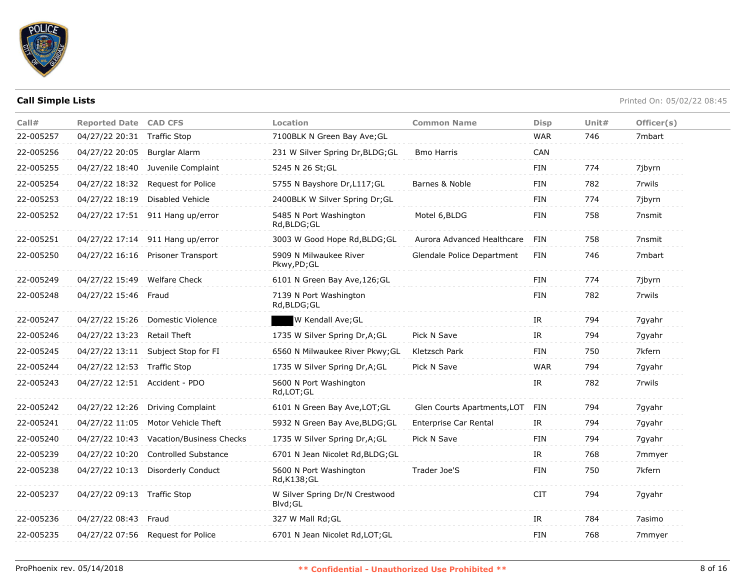**Call Simple Lists**

Printed On: 05/02/22 08:45

| Call# | Reported Date | CAD CFS | Location | Common Name | Disp | Unit# | Officer(s) |
|---|---|---|---|---|---|---|---|
| 22-005257 | 04/27/22 20:31 | Traffic Stop | 7100BLK N Green Bay Ave;GL | | WAR | 746 | 7mbart |
| 22-005256 | 04/27/22 20:05 | Burglar Alarm | 231 W Silver Spring Dr,BLDG;GL | Bmo Harris | CAN | | |
| 22-005255 | 04/27/22 18:40 | Juvenile Complaint | 5245 N 26 St;GL | | FIN | 774 | 7jbyrn |
| 22-005254 | 04/27/22 18:32 | Request for Police | 5755 N Bayshore Dr,L117;GL | Barnes & Noble | FIN | 782 | 7rwils |
| 22-005253 | 04/27/22 18:19 | Disabled Vehicle | 2400BLK W Silver Spring Dr;GL | | FIN | 774 | 7jbyrn |
| 22-005252 | 04/27/22 17:51 | 911 Hang up/error | 5485 N Port Washington Rd,BLDG;GL | Motel 6,BLDG | FIN | 758 | 7nsmit |
| 22-005251 | 04/27/22 17:14 | 911 Hang up/error | 3003 W Good Hope Rd,BLDG;GL | Aurora Advanced Healthcare | FIN | 758 | 7nsmit |
| 22-005250 | 04/27/22 16:16 | Prisoner Transport | 5909 N Milwaukee River Pkwy,PD;GL | Glendale Police Department | FIN | 746 | 7mbart |
| 22-005249 | 04/27/22 15:49 | Welfare Check | 6101 N Green Bay Ave,126;GL | | FIN | 774 | 7jbyrn |
| 22-005248 | 04/27/22 15:46 | Fraud | 7139 N Port Washington Rd,BLDG;GL | | FIN | 782 | 7rwils |
| 22-005247 | 04/27/22 15:26 | Domestic Violence | [REDACTED] W Kendall Ave;GL | | IR | 794 | 7gyahr |
| 22-005246 | 04/27/22 13:23 | Retail Theft | 1735 W Silver Spring Dr,A;GL | Pick N Save | IR | 794 | 7gyahr |
| 22-005245 | 04/27/22 13:11 | Subject Stop for FI | 6560 N Milwaukee River Pkwy;GL | Kletzsch Park | FIN | 750 | 7kfern |
| 22-005244 | 04/27/22 12:53 | Traffic Stop | 1735 W Silver Spring Dr,A;GL | Pick N Save | WAR | 794 | 7gyahr |
| 22-005243 | 04/27/22 12:51 | Accident - PDO | 5600 N Port Washington Rd,LOT;GL | | IR | 782 | 7rwils |
| 22-005242 | 04/27/22 12:26 | Driving Complaint | 6101 N Green Bay Ave,LOT;GL | Glen Courts Apartments,LOT | FIN | 794 | 7gyahr |
| 22-005241 | 04/27/22 11:05 | Motor Vehicle Theft | 5932 N Green Bay Ave,BLDG;GL | Enterprise Car Rental | IR | 794 | 7gyahr |
| 22-005240 | 04/27/22 10:43 | Vacation/Business Checks | 1735 W Silver Spring Dr,A;GL | Pick N Save | FIN | 794 | 7gyahr |
| 22-005239 | 04/27/22 10:20 | Controlled Substance | 6701 N Jean Nicolet Rd,BLDG;GL | | IR | 768 | 7mmyer |
| 22-005238 | 04/27/22 10:13 | Disorderly Conduct | 5600 N Port Washington Rd,K138;GL | Trader Joe'S | FIN | 750 | 7kfern |
| 22-005237 | 04/27/22 09:13 | Traffic Stop | W Silver Spring Dr/N Crestwood Blvd;GL | | CIT | 794 | 7gyahr |
| 22-005236 | 04/27/22 08:43 | Fraud | 327 W Mall Rd;GL | | IR | 784 | 7asimo |
| 22-005235 | 04/27/22 07:56 | Request for Police | 6701 N Jean Nicolet Rd,LOT;GL | | FIN | 768 | 7mmyer |

ProPhoenix rev. 05/14/2018 ** Confidential - Unauthorized Use Prohibited **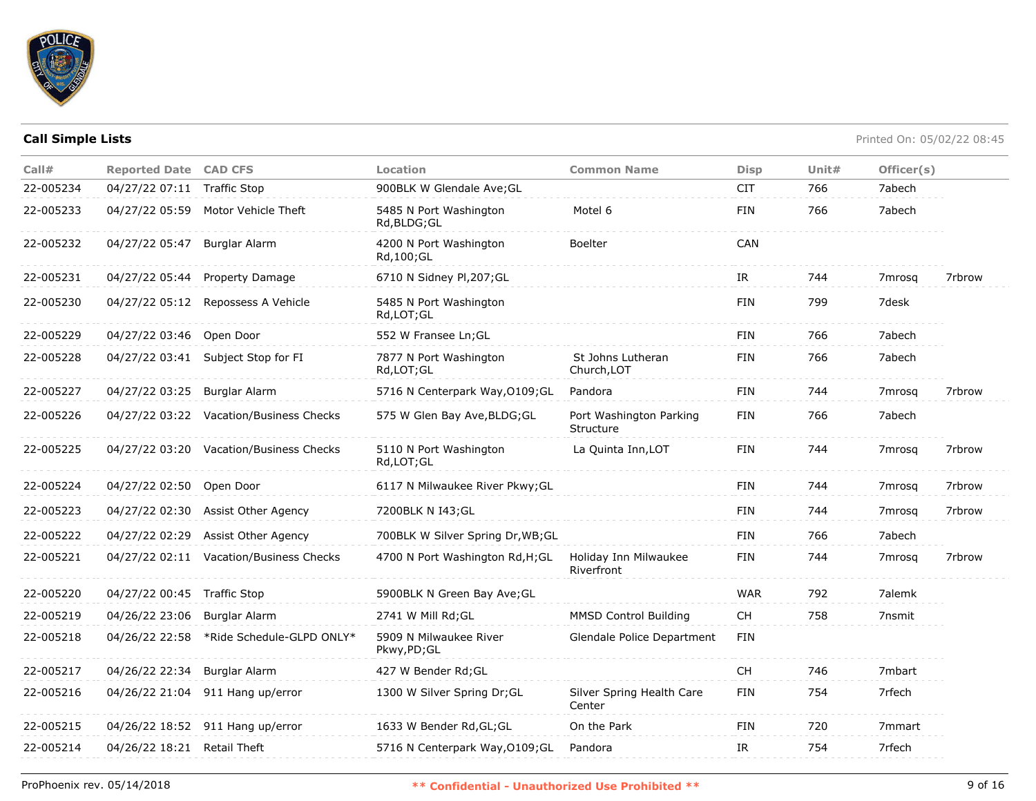**Call Simple Lists**

Printed On: 05/02/22 08:45

| Call# | Reported Date | CAD CFS | Location | Common Name | Disp | Unit# | Officer(s) | |
|---|---|---|---|---|---|---|---|---|
| 22-005234 | 04/27/22 07:11 | Traffic Stop | 900BLK W Glendale Ave;GL | | CIT | 766 | 7abech | |
| 22-005233 | 04/27/22 05:59 | Motor Vehicle Theft | 5485 N Port Washington Rd,BLDG;GL | Motel 6 | FIN | 766 | 7abech | |
| 22-005232 | 04/27/22 05:47 | Burglar Alarm | 4200 N Port Washington Rd,100;GL | Boelter | CAN | | | |
| 22-005231 | 04/27/22 05:44 | Property Damage | 6710 N Sidney Pl,207;GL | | IR | 744 | 7mrosq | 7rbrow |
| 22-005230 | 04/27/22 05:12 | Repossess A Vehicle | 5485 N Port Washington Rd,LOT;GL | | FIN | 799 | 7desk | |
| 22-005229 | 04/27/22 03:46 | Open Door | 552 W Fransee Ln;GL | | FIN | 766 | 7abech | |
| 22-005228 | 04/27/22 03:41 | Subject Stop for FI | 7877 N Port Washington Rd,LOT;GL | St Johns Lutheran Church,LOT | FIN | 766 | 7abech | |
| 22-005227 | 04/27/22 03:25 | Burglar Alarm | 5716 N Centerpark Way,O109;GL | Pandora | FIN | 744 | 7mrosq | 7rbrow |
| 22-005226 | 04/27/22 03:22 | Vacation/Business Checks | 575 W Glen Bay Ave,BLDG;GL | Port Washington Parking Structure | FIN | 766 | 7abech | |
| 22-005225 | 04/27/22 03:20 | Vacation/Business Checks | 5110 N Port Washington Rd,LOT;GL | La Quinta Inn,LOT | FIN | 744 | 7mrosq | 7rbrow |
| 22-005224 | 04/27/22 02:50 | Open Door | 6117 N Milwaukee River Pkwy;GL | | FIN | 744 | 7mrosq | 7rbrow |
| 22-005223 | 04/27/22 02:30 | Assist Other Agency | 7200BLK N I43;GL | | FIN | 744 | 7mrosq | 7rbrow |
| 22-005222 | 04/27/22 02:29 | Assist Other Agency | 700BLK W Silver Spring Dr,WB;GL | | FIN | 766 | 7abech | |
| 22-005221 | 04/27/22 02:11 | Vacation/Business Checks | 4700 N Port Washington Rd,H;GL | Holiday Inn Milwaukee Riverfront | FIN | 744 | 7mrosq | 7rbrow |
| 22-005220 | 04/27/22 00:45 | Traffic Stop | 5900BLK N Green Bay Ave;GL | | WAR | 792 | 7alemk | |
| 22-005219 | 04/26/22 23:06 | Burglar Alarm | 2741 W Mill Rd;GL | MMSD Control Building | CH | 758 | 7nsmit | |
| 22-005218 | 04/26/22 22:58 | *Ride Schedule-GLPD ONLY* | 5909 N Milwaukee River Pkwy,PD;GL | Glendale Police Department | FIN | | | |
| 22-005217 | 04/26/22 22:34 | Burglar Alarm | 427 W Bender Rd;GL | | CH | 746 | 7mbart | |
| 22-005216 | 04/26/22 21:04 | 911 Hang up/error | 1300 W Silver Spring Dr;GL | Silver Spring Health Care Center | FIN | 754 | 7rfech | |
| 22-005215 | 04/26/22 18:52 | 911 Hang up/error | 1633 W Bender Rd,GL;GL | On the Park | FIN | 720 | 7mmart | |
| 22-005214 | 04/26/22 18:21 | Retail Theft | 5716 N Centerpark Way,O109;GL | Pandora | IR | 754 | 7rfech | |

ProPhoenix rev. 05/14/2018

** Confidential - Unauthorized Use Prohibited **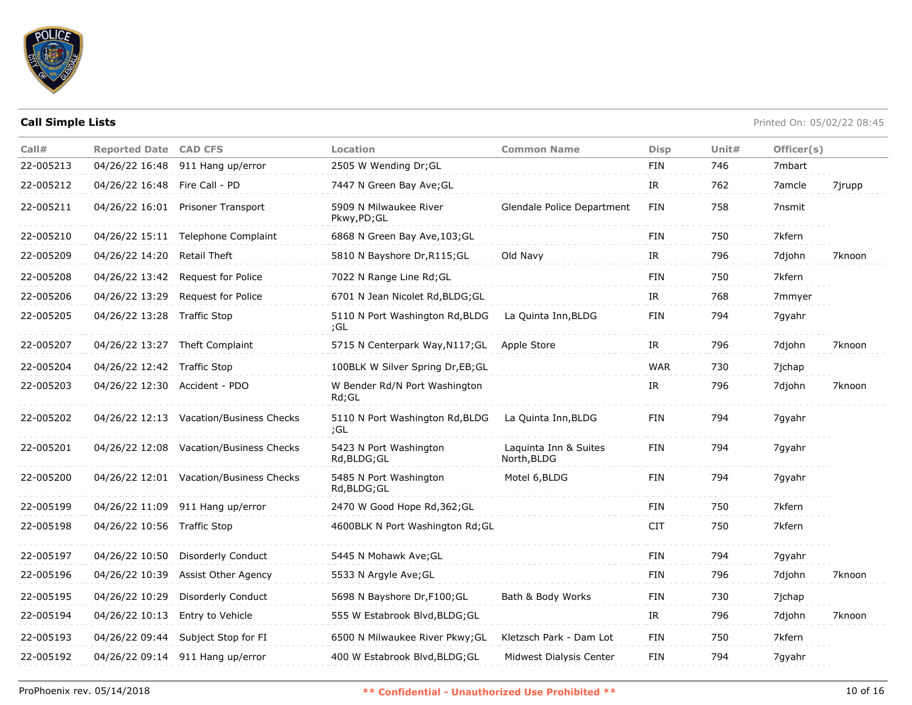**Call Simple Lists**

Printed On: 05/02/22 08:45

| Call# | Reported Date | CAD CFS | Location | Common Name | Disp | Unit# | Officer(s) | |
|---|---|---|---|---|---|---|---|---|
| 22-005213 | 04/26/22 16:48 | 911 Hang up/error | 2505 W Wending Dr;GL | | FIN | 746 | 7mbart | |
| 22-005212 | 04/26/22 16:48 | Fire Call - PD | 7447 N Green Bay Ave;GL | | IR | 762 | 7amcle | 7jrupp |
| 22-005211 | 04/26/22 16:01 | Prisoner Transport | 5909 N Milwaukee River Pkwy,PD;GL | Glendale Police Department | FIN | 758 | 7nsmit | |
| 22-005210 | 04/26/22 15:11 | Telephone Complaint | 6868 N Green Bay Ave,103;GL | | FIN | 750 | 7kfern | |
| 22-005209 | 04/26/22 14:20 | Retail Theft | 5810 N Bayshore Dr,R115;GL | Old Navy | IR | 796 | 7djohn | 7knoon |
| 22-005208 | 04/26/22 13:42 | Request for Police | 7022 N Range Line Rd;GL | | FIN | 750 | 7kfern | |
| 22-005206 | 04/26/22 13:29 | Request for Police | 6701 N Jean Nicolet Rd,BLDG;GL | | IR | 768 | 7mmyer | |
| 22-005205 | 04/26/22 13:28 | Traffic Stop | 5110 N Port Washington Rd,BLDG ;GL | La Quinta Inn,BLDG | FIN | 794 | 7gyahr | |
| 22-005207 | 04/26/22 13:27 | Theft Complaint | 5715 N Centerpark Way,N117;GL | Apple Store | IR | 796 | 7djohn | 7knoon |
| 22-005204 | 04/26/22 12:42 | Traffic Stop | 100BLK W Silver Spring Dr,EB;GL | | WAR | 730 | 7jchap | |
| 22-005203 | 04/26/22 12:30 | Accident - PDO | W Bender Rd/N Port Washington Rd;GL | | IR | 796 | 7djohn | 7knoon |
| 22-005202 | 04/26/22 12:13 | Vacation/Business Checks | 5110 N Port Washington Rd,BLDG ;GL | La Quinta Inn,BLDG | FIN | 794 | 7gyahr | |
| 22-005201 | 04/26/22 12:08 | Vacation/Business Checks | 5423 N Port Washington Rd,BLDG;GL | Laquinta Inn & Suites North,BLDG | FIN | 794 | 7gyahr | |
| 22-005200 | 04/26/22 12:01 | Vacation/Business Checks | 5485 N Port Washington Rd,BLDG;GL | Motel 6,BLDG | FIN | 794 | 7gyahr | |
| 22-005199 | 04/26/22 11:09 | 911 Hang up/error | 2470 W Good Hope Rd,362;GL | | FIN | 750 | 7kfern | |
| 22-005198 | 04/26/22 10:56 | Traffic Stop | 4600BLK N Port Washington Rd;GL | | CIT | 750 | 7kfern | |
| 22-005197 | 04/26/22 10:50 | Disorderly Conduct | 5445 N Mohawk Ave;GL | | FIN | 794 | 7gyahr | |
| 22-005196 | 04/26/22 10:39 | Assist Other Agency | 5533 N Argyle Ave;GL | | FIN | 796 | 7djohn | 7knoon |
| 22-005195 | 04/26/22 10:29 | Disorderly Conduct | 5698 N Bayshore Dr,F100;GL | Bath & Body Works | FIN | 730 | 7jchap | |
| 22-005194 | 04/26/22 10:13 | Entry to Vehicle | 555 W Estabrook Blvd,BLDG;GL | | IR | 796 | 7djohn | 7knoon |
| 22-005193 | 04/26/22 09:44 | Subject Stop for FI | 6500 N Milwaukee River Pkwy;GL | Kletzsch Park - Dam Lot | FIN | 750 | 7kfern | |
| 22-005192 | 04/26/22 09:14 | 911 Hang up/error | 400 W Estabrook Blvd,BLDG;GL | Midwest Dialysis Center | FIN | 794 | 7gyahr | |

ProPhoenix rev. 05/14/2018

** Confidential - Unauthorized Use Prohibited **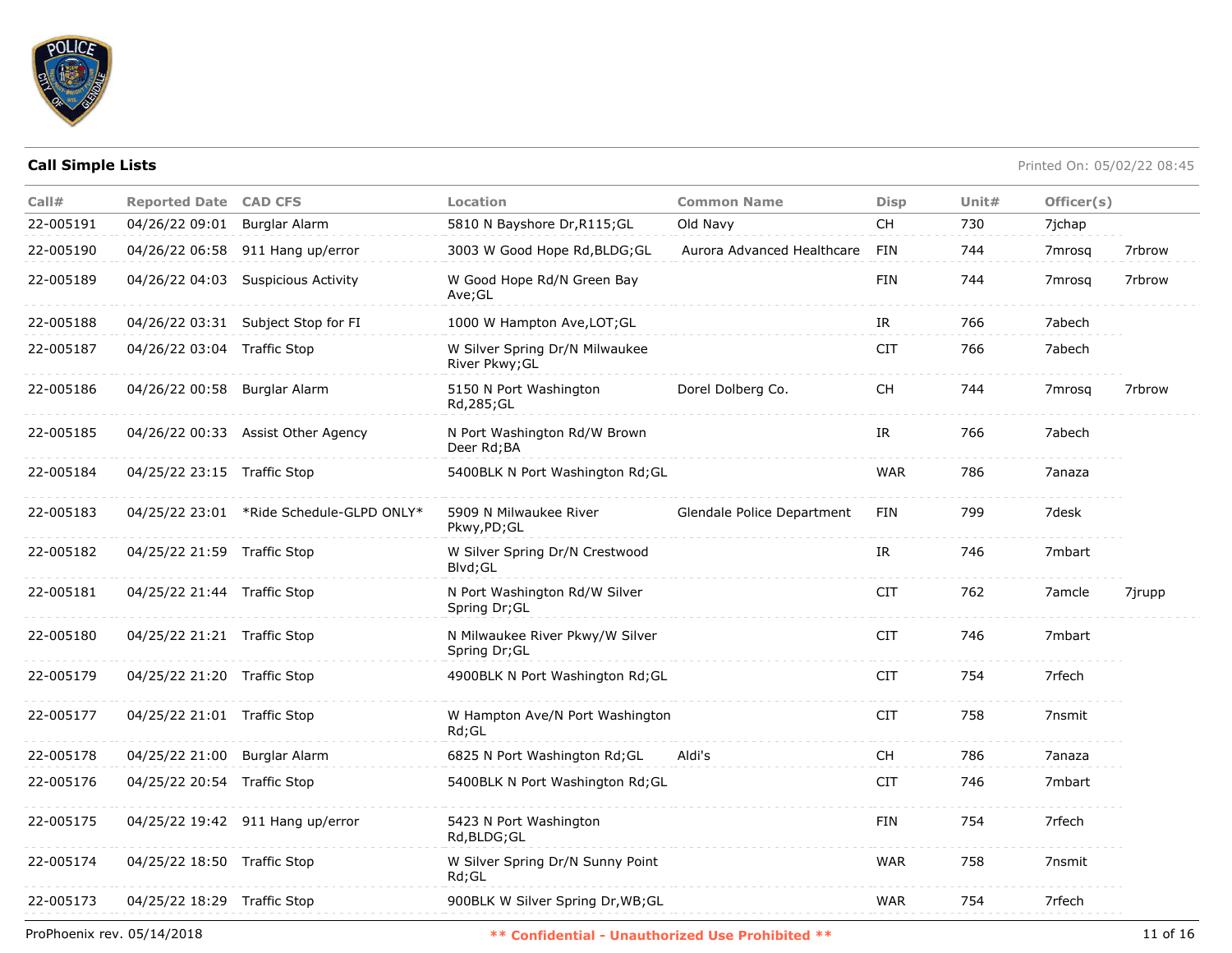## Call Simple Lists

Printed On: 05/02/22 08:45

| Call# | Reported Date | CAD CFS | Location | Common Name | Disp | Unit# | Officer(s) | |
|---|---|---|---|---|---|---|---|---|
| 22-005191 | 04/26/22 09:01 | Burglar Alarm | 5810 N Bayshore Dr,R115;GL | Old Navy | CH | 730 | 7jchap | |
| 22-005190 | 04/26/22 06:58 | 911 Hang up/error | 3003 W Good Hope Rd,BLDG;GL | Aurora Advanced Healthcare | FIN | 744 | 7mrosq | 7rbrow |
| 22-005189 | 04/26/22 04:03 | Suspicious Activity | W Good Hope Rd/N Green Bay Ave;GL | | FIN | 744 | 7mrosq | 7rbrow |
| 22-005188 | 04/26/22 03:31 | Subject Stop for FI | 1000 W Hampton Ave,LOT;GL | | IR | 766 | 7abech | |
| 22-005187 | 04/26/22 03:04 | Traffic Stop | W Silver Spring Dr/N Milwaukee River Pkwy;GL | | CIT | 766 | 7abech | |
| 22-005186 | 04/26/22 00:58 | Burglar Alarm | 5150 N Port Washington Rd,285;GL | Dorel Dolberg Co. | CH | 744 | 7mrosq | 7rbrow |
| 22-005185 | 04/26/22 00:33 | Assist Other Agency | N Port Washington Rd/W Brown Deer Rd;BA | | IR | 766 | 7abech | |
| 22-005184 | 04/25/22 23:15 | Traffic Stop | 5400BLK N Port Washington Rd;GL | | WAR | 786 | 7anaza | |
| 22-005183 | 04/25/22 23:01 | *Ride Schedule-GLPD ONLY* | 5909 N Milwaukee River Pkwy,PD;GL | Glendale Police Department | FIN | 799 | 7desk | |
| 22-005182 | 04/25/22 21:59 | Traffic Stop | W Silver Spring Dr/N Crestwood Blvd;GL | | IR | 746 | 7mbart | |
| 22-005181 | 04/25/22 21:44 | Traffic Stop | N Port Washington Rd/W Silver Spring Dr;GL | | CIT | 762 | 7amcle | 7jrupp |
| 22-005180 | 04/25/22 21:21 | Traffic Stop | N Milwaukee River Pkwy/W Silver Spring Dr;GL | | CIT | 746 | 7mbart | |
| 22-005179 | 04/25/22 21:20 | Traffic Stop | 4900BLK N Port Washington Rd;GL | | CIT | 754 | 7rfech | |
| 22-005177 | 04/25/22 21:01 | Traffic Stop | W Hampton Ave/N Port Washington Rd;GL | | CIT | 758 | 7nsmit | |
| 22-005178 | 04/25/22 21:00 | Burglar Alarm | 6825 N Port Washington Rd;GL | Aldi's | CH | 786 | 7anaza | |
| 22-005176 | 04/25/22 20:54 | Traffic Stop | 5400BLK N Port Washington Rd;GL | | CIT | 746 | 7mbart | |
| 22-005175 | 04/25/22 19:42 | 911 Hang up/error | 5423 N Port Washington Rd,BLDG;GL | | FIN | 754 | 7rfech | |
| 22-005174 | 04/25/22 18:50 | Traffic Stop | W Silver Spring Dr/N Sunny Point Rd;GL | | WAR | 758 | 7nsmit | |
| 22-005173 | 04/25/22 18:29 | Traffic Stop | 900BLK W Silver Spring Dr,WB;GL | | WAR | 754 | 7rfech | |

ProPhoenix rev. 05/14/2018

** Confidential - Unauthorized Use Prohibited **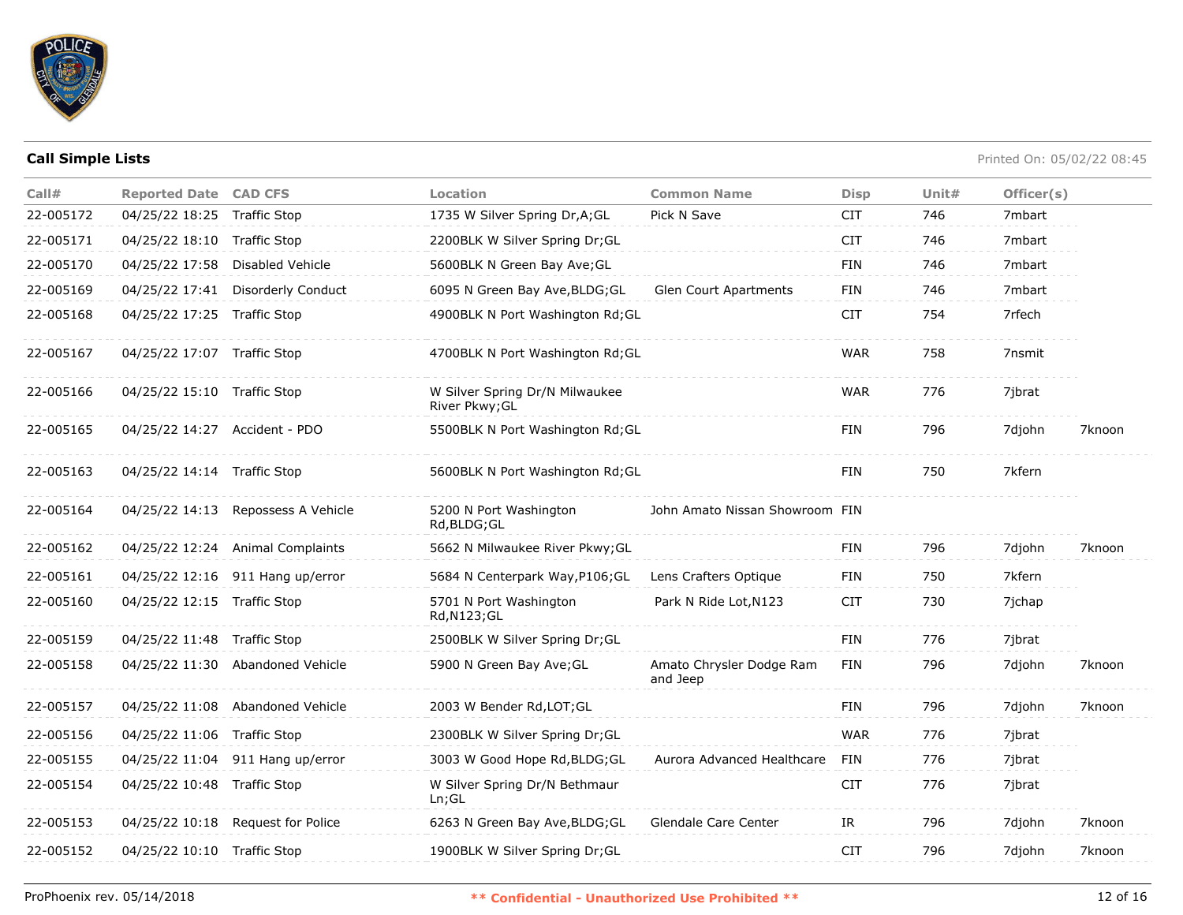**Call Simple Lists**

Printed On: 05/02/22 08:45

| Call# | Reported Date | CAD CFS | Location | Common Name | Disp | Unit# | Officer(s) | |
|---|---|---|---|---|---|---|---|---|
| 22-005172 | 04/25/22 18:25 | Traffic Stop | 1735 W Silver Spring Dr,A;GL | Pick N Save | CIT | 746 | 7mbart | |
| 22-005171 | 04/25/22 18:10 | Traffic Stop | 2200BLK W Silver Spring Dr;GL | | CIT | 746 | 7mbart | |
| 22-005170 | 04/25/22 17:58 | Disabled Vehicle | 5600BLK N Green Bay Ave;GL | | FIN | 746 | 7mbart | |
| 22-005169 | 04/25/22 17:41 | Disorderly Conduct | 6095 N Green Bay Ave,BLDG;GL | Glen Court Apartments | FIN | 746 | 7mbart | |
| 22-005168 | 04/25/22 17:25 | Traffic Stop | 4900BLK N Port Washington Rd;GL | | CIT | 754 | 7rfech | |
| 22-005167 | 04/25/22 17:07 | Traffic Stop | 4700BLK N Port Washington Rd;GL | | WAR | 758 | 7nsmit | |
| 22-005166 | 04/25/22 15:10 | Traffic Stop | W Silver Spring Dr/N Milwaukee River Pkwy;GL | | WAR | 776 | 7jbrat | |
| 22-005165 | 04/25/22 14:27 | Accident - PDO | 5500BLK N Port Washington Rd;GL | | FIN | 796 | 7djohn | 7knoon |
| 22-005163 | 04/25/22 14:14 | Traffic Stop | 5600BLK N Port Washington Rd;GL | | FIN | 750 | 7kfern | |
| 22-005164 | 04/25/22 14:13 | Repossess A Vehicle | 5200 N Port Washington Rd,BLDG;GL | John Amato Nissan Showroom | FIN | | | |
| 22-005162 | 04/25/22 12:24 | Animal Complaints | 5662 N Milwaukee River Pkwy;GL | | FIN | 796 | 7djohn | 7knoon |
| 22-005161 | 04/25/22 12:16 | 911 Hang up/error | 5684 N Centerpark Way,P106;GL | Lens Crafters Optique | FIN | 750 | 7kfern | |
| 22-005160 | 04/25/22 12:15 | Traffic Stop | 5701 N Port Washington Rd,N123;GL | Park N Ride Lot,N123 | CIT | 730 | 7jchap | |
| 22-005159 | 04/25/22 11:48 | Traffic Stop | 2500BLK W Silver Spring Dr;GL | | FIN | 776 | 7jbrat | |
| 22-005158 | 04/25/22 11:30 | Abandoned Vehicle | 5900 N Green Bay Ave;GL | Amato Chrysler Dodge Ram and Jeep | FIN | 796 | 7djohn | 7knoon |
| 22-005157 | 04/25/22 11:08 | Abandoned Vehicle | 2003 W Bender Rd,LOT;GL | | FIN | 796 | 7djohn | 7knoon |
| 22-005156 | 04/25/22 11:06 | Traffic Stop | 2300BLK W Silver Spring Dr;GL | | WAR | 776 | 7jbrat | |
| 22-005155 | 04/25/22 11:04 | 911 Hang up/error | 3003 W Good Hope Rd,BLDG;GL | Aurora Advanced Healthcare | FIN | 776 | 7jbrat | |
| 22-005154 | 04/25/22 10:48 | Traffic Stop | W Silver Spring Dr/N Bethmaur Ln;GL | | CIT | 776 | 7jbrat | |
| 22-005153 | 04/25/22 10:18 | Request for Police | 6263 N Green Bay Ave,BLDG;GL | Glendale Care Center | IR | 796 | 7djohn | 7knoon |
| 22-005152 | 04/25/22 10:10 | Traffic Stop | 1900BLK W Silver Spring Dr;GL | | CIT | 796 | 7djohn | 7knoon |

ProPhoenix rev. 05/14/2018

** Confidential - Unauthorized Use Prohibited **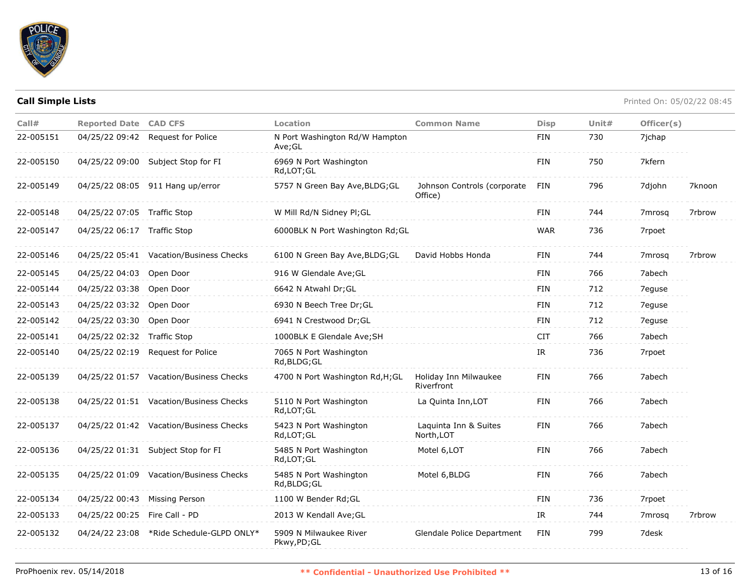**Call Simple Lists**

Printed On: 05/02/22 08:45

| Call# | Reported Date | CAD CFS | Location | Common Name | Disp | Unit# | Officer(s) | |
|---|---|---|---|---|---|---|---|---|
| 22-005151 | 04/25/22 09:42 | Request for Police | N Port Washington Rd/W Hampton Ave;GL | | FIN | 730 | 7jchap | |
| 22-005150 | 04/25/22 09:00 | Subject Stop for FI | 6969 N Port Washington Rd,LOT;GL | | FIN | 750 | 7kfern | |
| 22-005149 | 04/25/22 08:05 | 911 Hang up/error | 5757 N Green Bay Ave,BLDG;GL | Johnson Controls (corporate Office) | FIN | 796 | 7djohn | 7knoon |
| 22-005148 | 04/25/22 07:05 | Traffic Stop | W Mill Rd/N Sidney Pl;GL | | FIN | 744 | 7mrosq | 7rbrow |
| 22-005147 | 04/25/22 06:17 | Traffic Stop | 6000BLK N Port Washington Rd;GL | | WAR | 736 | 7rpoet | |
| 22-005146 | 04/25/22 05:41 | Vacation/Business Checks | 6100 N Green Bay Ave,BLDG;GL | David Hobbs Honda | FIN | 744 | 7mrosq | 7rbrow |
| 22-005145 | 04/25/22 04:03 | Open Door | 916 W Glendale Ave;GL | | FIN | 766 | 7abech | |
| 22-005144 | 04/25/22 03:38 | Open Door | 6642 N Atwahl Dr;GL | | FIN | 712 | 7eguse | |
| 22-005143 | 04/25/22 03:32 | Open Door | 6930 N Beech Tree Dr;GL | | FIN | 712 | 7eguse | |
| 22-005142 | 04/25/22 03:30 | Open Door | 6941 N Crestwood Dr;GL | | FIN | 712 | 7eguse | |
| 22-005141 | 04/25/22 02:32 | Traffic Stop | 1000BLK E Glendale Ave;SH | | CIT | 766 | 7abech | |
| 22-005140 | 04/25/22 02:19 | Request for Police | 7065 N Port Washington Rd,BLDG;GL | | IR | 736 | 7rpoet | |
| 22-005139 | 04/25/22 01:57 | Vacation/Business Checks | 4700 N Port Washington Rd,H;GL | Holiday Inn Milwaukee Riverfront | FIN | 766 | 7abech | |
| 22-005138 | 04/25/22 01:51 | Vacation/Business Checks | 5110 N Port Washington Rd,LOT;GL | La Quinta Inn,LOT | FIN | 766 | 7abech | |
| 22-005137 | 04/25/22 01:42 | Vacation/Business Checks | 5423 N Port Washington Rd,LOT;GL | Laquinta Inn & Suites North,LOT | FIN | 766 | 7abech | |
| 22-005136 | 04/25/22 01:31 | Subject Stop for FI | 5485 N Port Washington Rd,LOT;GL | Motel 6,LOT | FIN | 766 | 7abech | |
| 22-005135 | 04/25/22 01:09 | Vacation/Business Checks | 5485 N Port Washington Rd,BLDG;GL | Motel 6,BLDG | FIN | 766 | 7abech | |
| 22-005134 | 04/25/22 00:43 | Missing Person | 1100 W Bender Rd;GL | | FIN | 736 | 7rpoet | |
| 22-005133 | 04/25/22 00:25 | Fire Call - PD | 2013 W Kendall Ave;GL | | IR | 744 | 7mrosq | 7rbrow |
| 22-005132 | 04/24/22 23:08 | *Ride Schedule-GLPD ONLY* | 5909 N Milwaukee River Pkwy,PD;GL | Glendale Police Department | FIN | 799 | 7desk | |

ProPhoenix rev. 05/14/2018

** Confidential - Unauthorized Use Prohibited **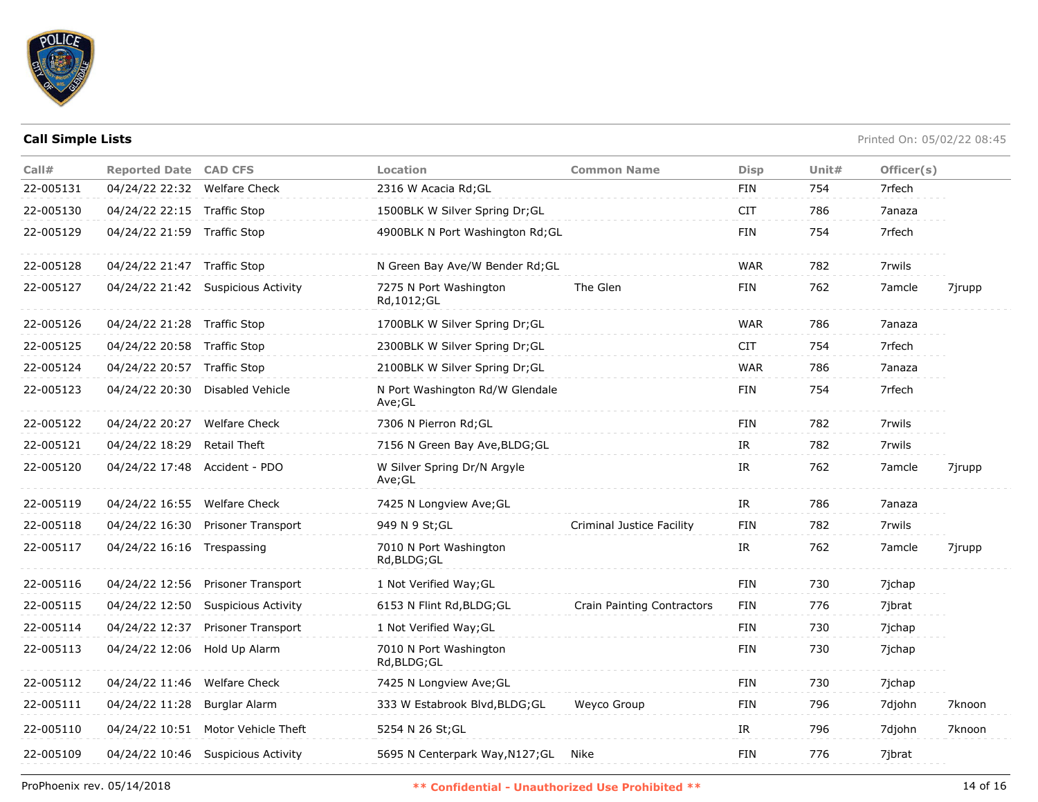**Call Simple Lists**

Printed On: 05/02/22 08:45

| Call# | Reported Date | CAD CFS | Location | Common Name | Disp | Unit# | Officer(s) | |
|---|---|---|---|---|---|---|---|---|
| 22-005131 | 04/24/22 22:32 | Welfare Check | 2316 W Acacia Rd;GL | | FIN | 754 | 7rfech | |
| 22-005130 | 04/24/22 22:15 | Traffic Stop | 1500BLK W Silver Spring Dr;GL | | CIT | 786 | 7anaza | |
| 22-005129 | 04/24/22 21:59 | Traffic Stop | 4900BLK N Port Washington Rd;GL | | FIN | 754 | 7rfech | |
| 22-005128 | 04/24/22 21:47 | Traffic Stop | N Green Bay Ave/W Bender Rd;GL | | WAR | 782 | 7rwils | |
| 22-005127 | 04/24/22 21:42 | Suspicious Activity | 7275 N Port Washington Rd,1012;GL | The Glen | FIN | 762 | 7amcle | 7jrupp |
| 22-005126 | 04/24/22 21:28 | Traffic Stop | 1700BLK W Silver Spring Dr;GL | | WAR | 786 | 7anaza | |
| 22-005125 | 04/24/22 20:58 | Traffic Stop | 2300BLK W Silver Spring Dr;GL | | CIT | 754 | 7rfech | |
| 22-005124 | 04/24/22 20:57 | Traffic Stop | 2100BLK W Silver Spring Dr;GL | | WAR | 786 | 7anaza | |
| 22-005123 | 04/24/22 20:30 | Disabled Vehicle | N Port Washington Rd/W Glendale Ave;GL | | FIN | 754 | 7rfech | |
| 22-005122 | 04/24/22 20:27 | Welfare Check | 7306 N Pierron Rd;GL | | FIN | 782 | 7rwils | |
| 22-005121 | 04/24/22 18:29 | Retail Theft | 7156 N Green Bay Ave,BLDG;GL | | IR | 782 | 7rwils | |
| 22-005120 | 04/24/22 17:48 | Accident - PDO | W Silver Spring Dr/N Argyle Ave;GL | | IR | 762 | 7amcle | 7jrupp |
| 22-005119 | 04/24/22 16:55 | Welfare Check | 7425 N Longview Ave;GL | | IR | 786 | 7anaza | |
| 22-005118 | 04/24/22 16:30 | Prisoner Transport | 949 N 9 St;GL | Criminal Justice Facility | FIN | 782 | 7rwils | |
| 22-005117 | 04/24/22 16:16 | Trespassing | 7010 N Port Washington Rd,BLDG;GL | | IR | 762 | 7amcle | 7jrupp |
| 22-005116 | 04/24/22 12:56 | Prisoner Transport | 1 Not Verified Way;GL | | FIN | 730 | 7jchap | |
| 22-005115 | 04/24/22 12:50 | Suspicious Activity | 6153 N Flint Rd,BLDG;GL | Crain Painting Contractors | FIN | 776 | 7jbrat | |
| 22-005114 | 04/24/22 12:37 | Prisoner Transport | 1 Not Verified Way;GL | | FIN | 730 | 7jchap | |
| 22-005113 | 04/24/22 12:06 | Hold Up Alarm | 7010 N Port Washington Rd,BLDG;GL | | FIN | 730 | 7jchap | |
| 22-005112 | 04/24/22 11:46 | Welfare Check | 7425 N Longview Ave;GL | | FIN | 730 | 7jchap | |
| 22-005111 | 04/24/22 11:28 | Burglar Alarm | 333 W Estabrook Blvd,BLDG;GL | Weyco Group | FIN | 796 | 7djohn | 7knoon |
| 22-005110 | 04/24/22 10:51 | Motor Vehicle Theft | 5254 N 26 St;GL | | IR | 796 | 7djohn | 7knoon |
| 22-005109 | 04/24/22 10:46 | Suspicious Activity | 5695 N Centerpark Way,N127;GL | Nike | FIN | 776 | 7jbrat | |

ProPhoenix rev. 05/14/2018

** Confidential - Unauthorized Use Prohibited **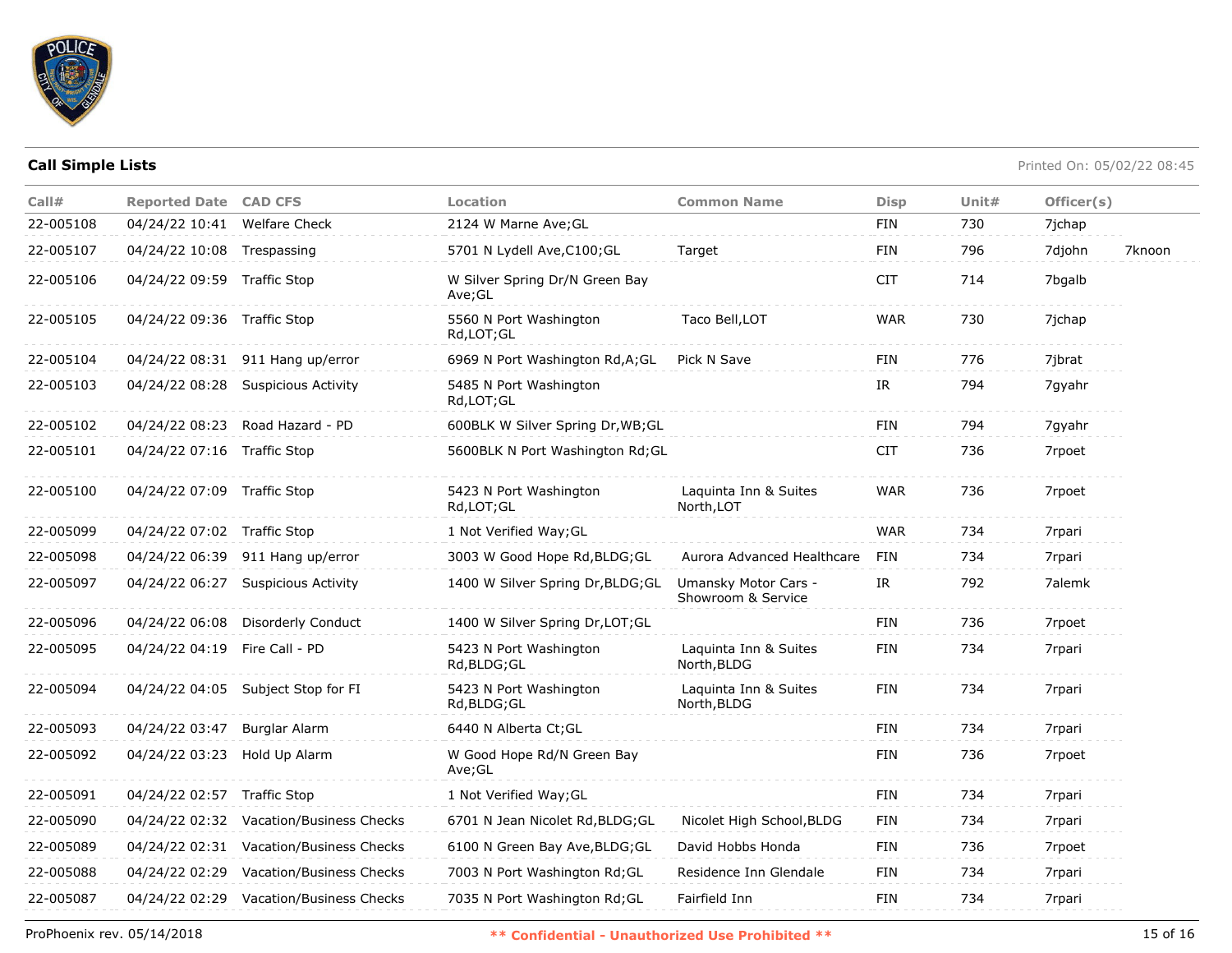**Call Simple Lists**

Printed On: 05/02/22 08:45

| Call# | Reported Date | CAD CFS | Location | Common Name | Disp | Unit# | Officer(s) | |
|---|---|---|---|---|---|---|---|---|
| 22-005108 | 04/24/22 10:41 | Welfare Check | 2124 W Marne Ave;GL | | FIN | 730 | 7jchap | |
| 22-005107 | 04/24/22 10:08 | Trespassing | 5701 N Lydell Ave,C100;GL | Target | FIN | 796 | 7djohn | 7knoon |
| 22-005106 | 04/24/22 09:59 | Traffic Stop | W Silver Spring Dr/N Green Bay Ave;GL | | CIT | 714 | 7bgalb | |
| 22-005105 | 04/24/22 09:36 | Traffic Stop | 5560 N Port Washington Rd,LOT;GL | Taco Bell,LOT | WAR | 730 | 7jchap | |
| 22-005104 | 04/24/22 08:31 | 911 Hang up/error | 6969 N Port Washington Rd,A;GL | Pick N Save | FIN | 776 | 7jbrat | |
| 22-005103 | 04/24/22 08:28 | Suspicious Activity | 5485 N Port Washington Rd,LOT;GL | | IR | 794 | 7gyahr | |
| 22-005102 | 04/24/22 08:23 | Road Hazard - PD | 600BLK W Silver Spring Dr,WB;GL | | FIN | 794 | 7gyahr | |
| 22-005101 | 04/24/22 07:16 | Traffic Stop | 5600BLK N Port Washington Rd;GL | | CIT | 736 | 7rpoet | |
| 22-005100 | 04/24/22 07:09 | Traffic Stop | 5423 N Port Washington Rd,LOT;GL | Laquinta Inn & Suites North,LOT | WAR | 736 | 7rpoet | |
| 22-005099 | 04/24/22 07:02 | Traffic Stop | 1 Not Verified Way;GL | | WAR | 734 | 7rpari | |
| 22-005098 | 04/24/22 06:39 | 911 Hang up/error | 3003 W Good Hope Rd,BLDG;GL | Aurora Advanced Healthcare | FIN | 734 | 7rpari | |
| 22-005097 | 04/24/22 06:27 | Suspicious Activity | 1400 W Silver Spring Dr,BLDG;GL | Umansky Motor Cars - Showroom & Service | IR | 792 | 7alemk | |
| 22-005096 | 04/24/22 06:08 | Disorderly Conduct | 1400 W Silver Spring Dr,LOT;GL | | FIN | 736 | 7rpoet | |
| 22-005095 | 04/24/22 04:19 | Fire Call - PD | 5423 N Port Washington Rd,BLDG;GL | Laquinta Inn & Suites North,BLDG | FIN | 734 | 7rpari | |
| 22-005094 | 04/24/22 04:05 | Subject Stop for FI | 5423 N Port Washington Rd,BLDG;GL | Laquinta Inn & Suites North,BLDG | FIN | 734 | 7rpari | |
| 22-005093 | 04/24/22 03:47 | Burglar Alarm | 6440 N Alberta Ct;GL | | FIN | 734 | 7rpari | |
| 22-005092 | 04/24/22 03:23 | Hold Up Alarm | W Good Hope Rd/N Green Bay Ave;GL | | FIN | 736 | 7rpoet | |
| 22-005091 | 04/24/22 02:57 | Traffic Stop | 1 Not Verified Way;GL | | FIN | 734 | 7rpari | |
| 22-005090 | 04/24/22 02:32 | Vacation/Business Checks | 6701 N Jean Nicolet Rd,BLDG;GL | Nicolet High School,BLDG | FIN | 734 | 7rpari | |
| 22-005089 | 04/24/22 02:31 | Vacation/Business Checks | 6100 N Green Bay Ave,BLDG;GL | David Hobbs Honda | FIN | 736 | 7rpoet | |
| 22-005088 | 04/24/22 02:29 | Vacation/Business Checks | 7003 N Port Washington Rd;GL | Residence Inn Glendale | FIN | 734 | 7rpari | |
| 22-005087 | 04/24/22 02:29 | Vacation/Business Checks | 7035 N Port Washington Rd;GL | Fairfield Inn | FIN | 734 | 7rpari | |

ProPhoenix rev. 05/14/2018

** Confidential - Unauthorized Use Prohibited **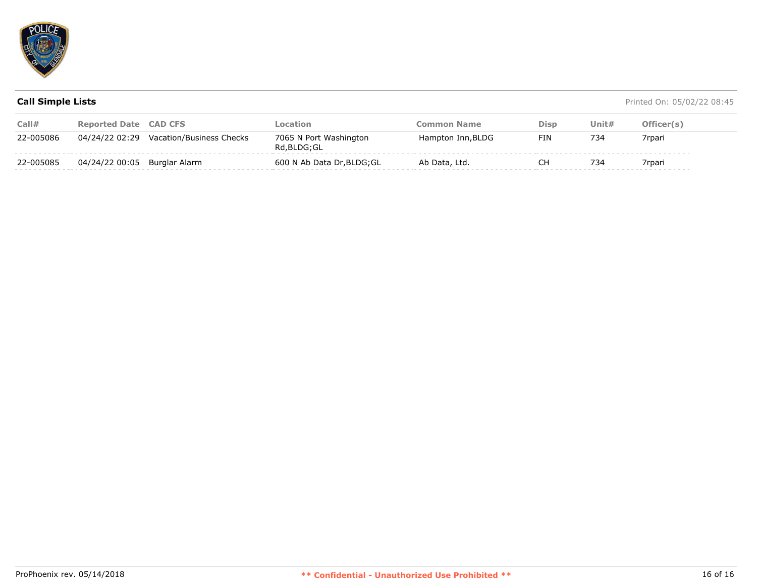## Call Simple Lists

Printed On: 05/02/22 08:45

| Call# | Reported Date | CAD CFS | Location | Common Name | Disp | Unit# | Officer(s) |
|---|---|---|---|---|---|---|---|
| 22-005086 | 04/24/22 02:29 | Vacation/Business Checks | 7065 N Port Washington Rd,BLDG;GL | Hampton Inn,BLDG | FIN | 734 | 7rpari |
| 22-005085 | 04/24/22 00:05 | Burglar Alarm | 600 N Ab Data Dr,BLDG;GL | Ab Data, Ltd. | CH | 734 | 7rpari |

ProPhoenix rev. 05/14/2018

** Confidential - Unauthorized Use Prohibited **